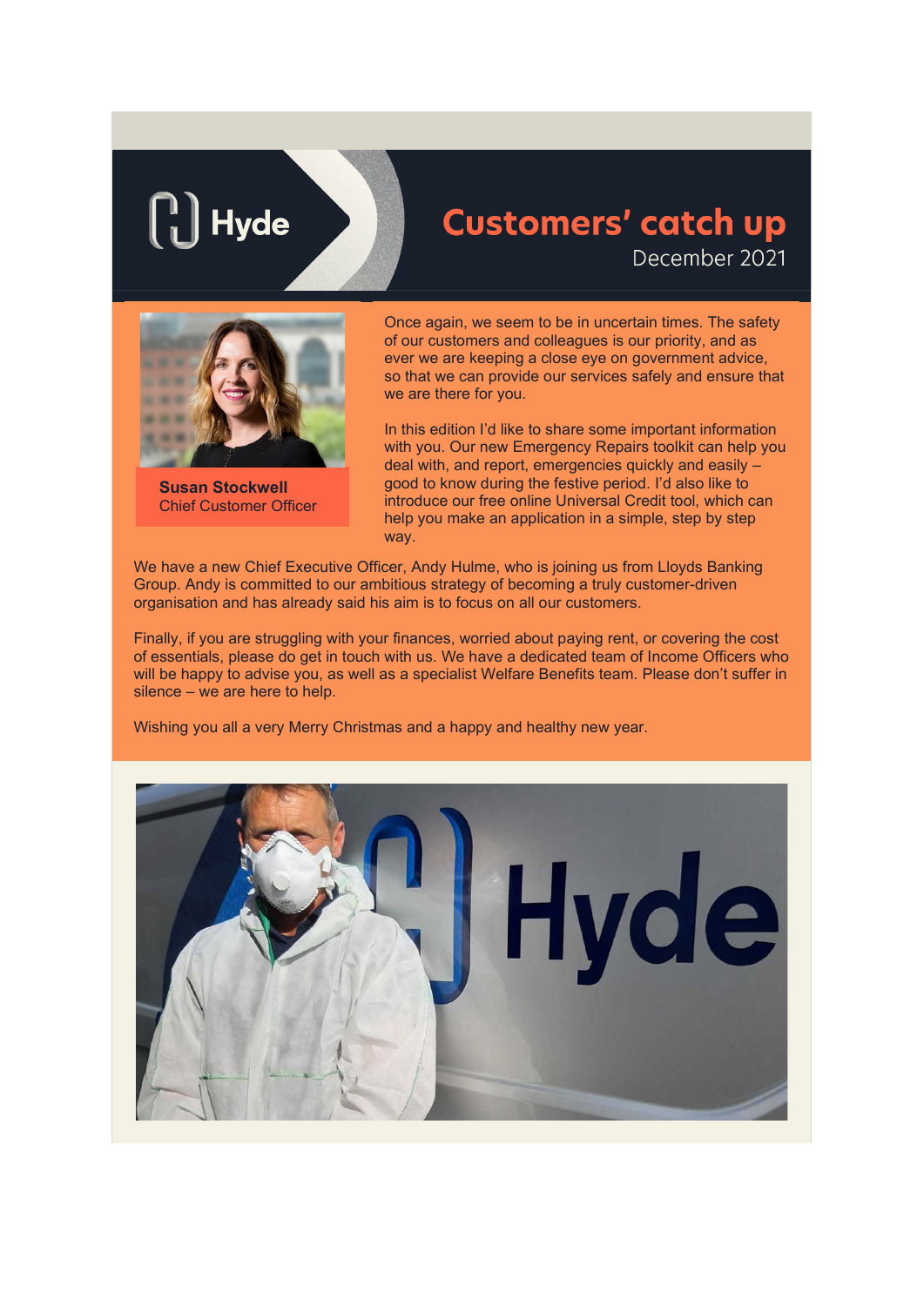Hyde

# Customers' catch up

December 2021

**Susan Stockwell**
Chief Customer Officer

Once again, we seem to be in uncertain times. The safety of our customers and colleagues is our priority, and as ever we are keeping a close eye on government advice, so that we can provide our services safely and ensure that we are there for you.

In this edition I'd like to share some important information with you. Our new Emergency Repairs toolkit can help you deal with, and report, emergencies quickly and easily – good to know during the festive period. I'd also like to introduce our free online Universal Credit tool, which can help you make an application in a simple, step by step way.

We have a new Chief Executive Officer, Andy Hulme, who is joining us from Lloyds Banking Group. Andy is committed to our ambitious strategy of becoming a truly customer-driven organisation and has already said his aim is to focus on all our customers.

Finally, if you are struggling with your finances, worried about paying rent, or covering the cost of essentials, please do get in touch with us. We have a dedicated team of Income Officers who will be happy to advise you, as well as a specialist Welfare Benefits team. Please don't suffer in silence – we are here to help.

Wishing you all a very Merry Christmas and a happy and healthy new year.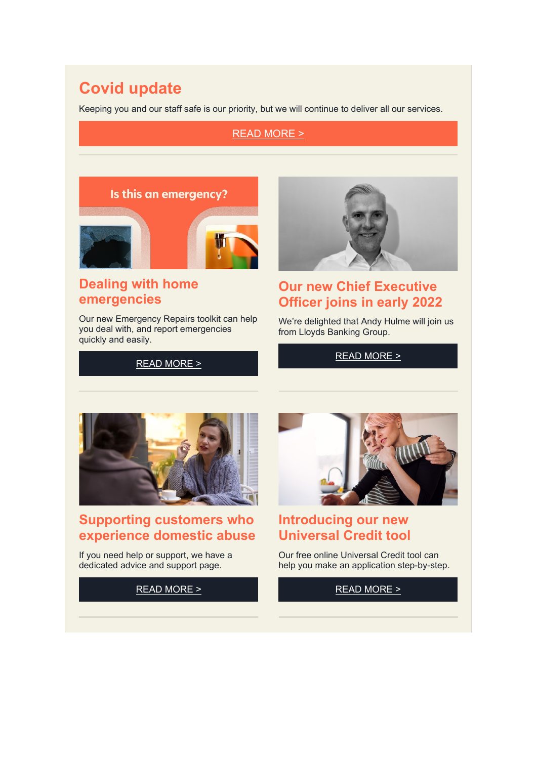## Covid update

Keeping you and our staff safe is our priority, but we will continue to deliver all our services.

READ MORE >

---

### Dealing with home emergencies

Our new Emergency Repairs toolkit can help you deal with, and report emergencies quickly and easily.

READ MORE >

### Our new Chief Executive Officer joins in early 2022

We're delighted that Andy Hulme will join us from Lloyds Banking Group.

READ MORE >

---

### Supporting customers who experience domestic abuse

If you need help or support, we have a dedicated advice and support page.

READ MORE >

### Introducing our new Universal Credit tool

Our free online Universal Credit tool can help you make an application step-by-step.

READ MORE >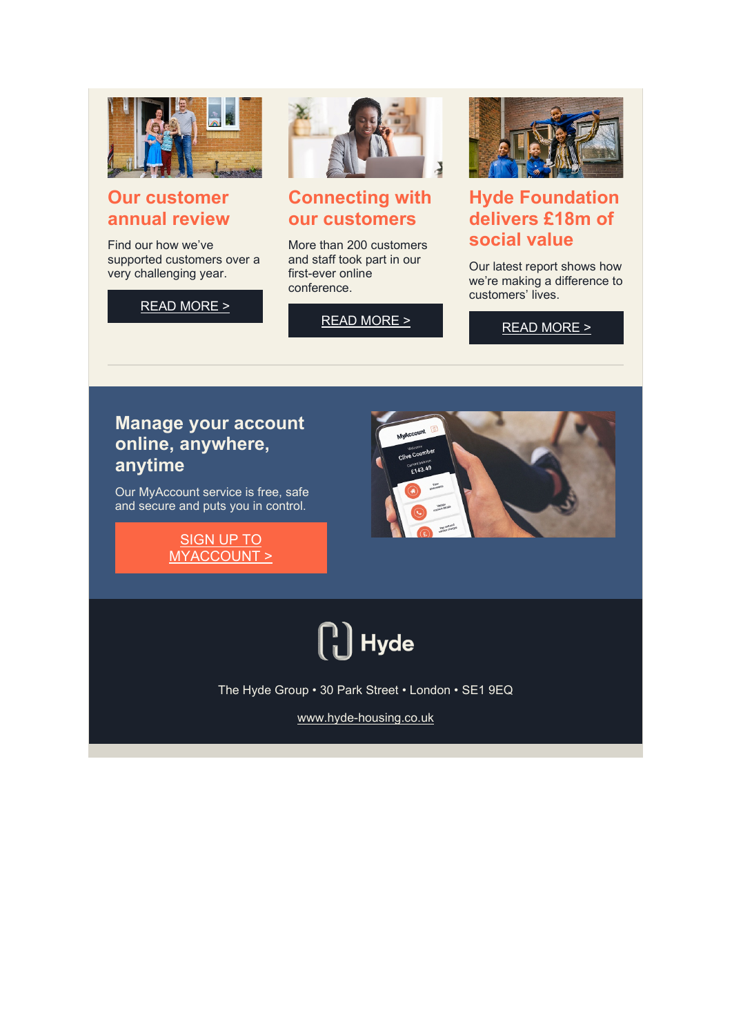## Our customer annual review

Find our how we've supported customers over a very challenging year.

READ MORE >

## Connecting with our customers

More than 200 customers and staff took part in our first-ever online conference.

READ MORE >

## Hyde Foundation delivers £18m of social value

Our latest report shows how we're making a difference to customers' lives.

READ MORE >

---

## Manage your account online, anywhere, anytime

Our MyAccount service is free, safe and secure and puts you in control.

SIGN UP TO MYACCOUNT >

Hyde

The Hyde Group • 30 Park Street • London • SE1 9EQ

www.hyde-housing.co.uk